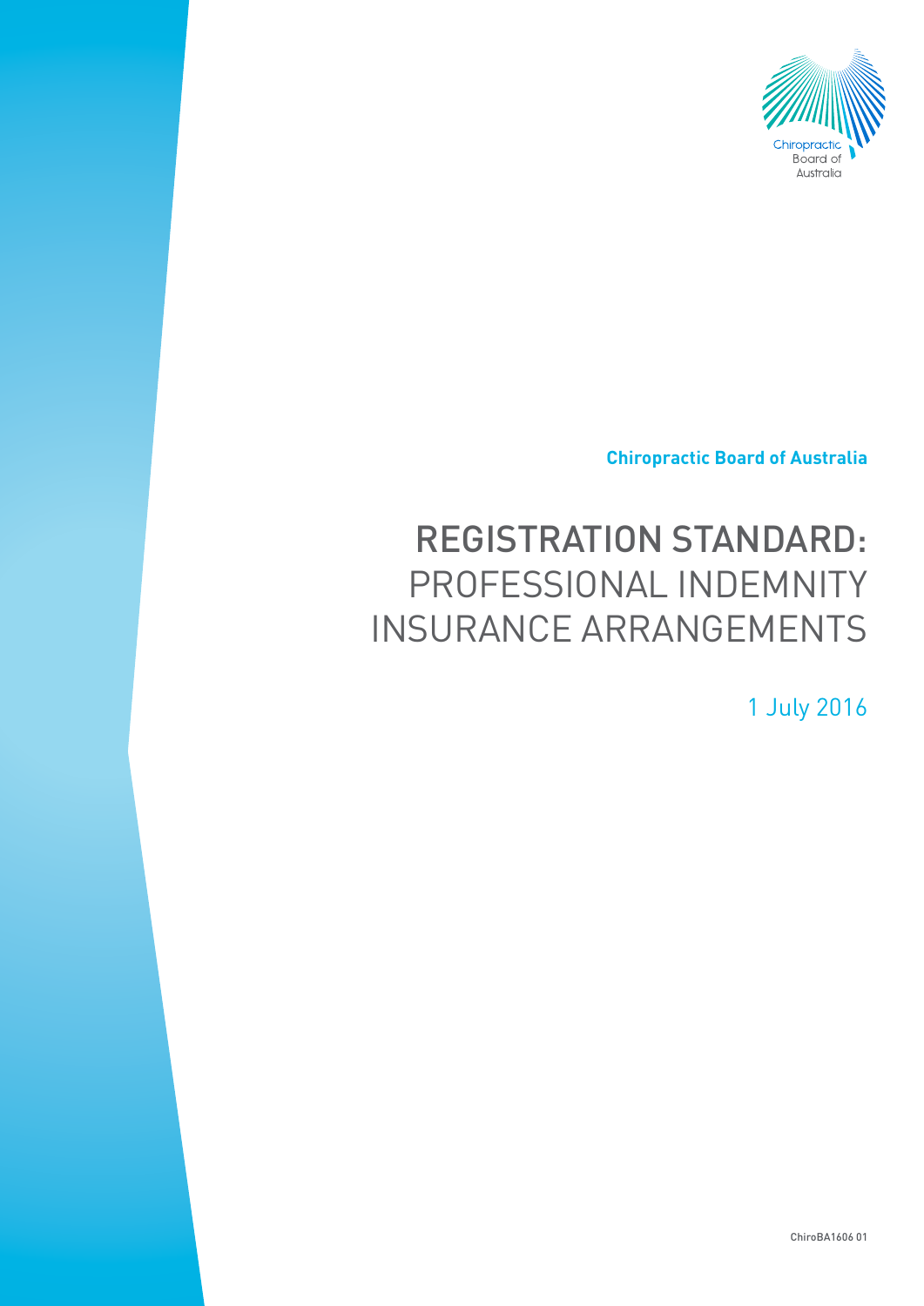**Chiropractic Board of Australia**

# REGISTRATION STANDARD: PROFESSIONAL INDEMNITY INSURANCE ARRANGEMENTS

1 July 2016

ChiroBA1606 01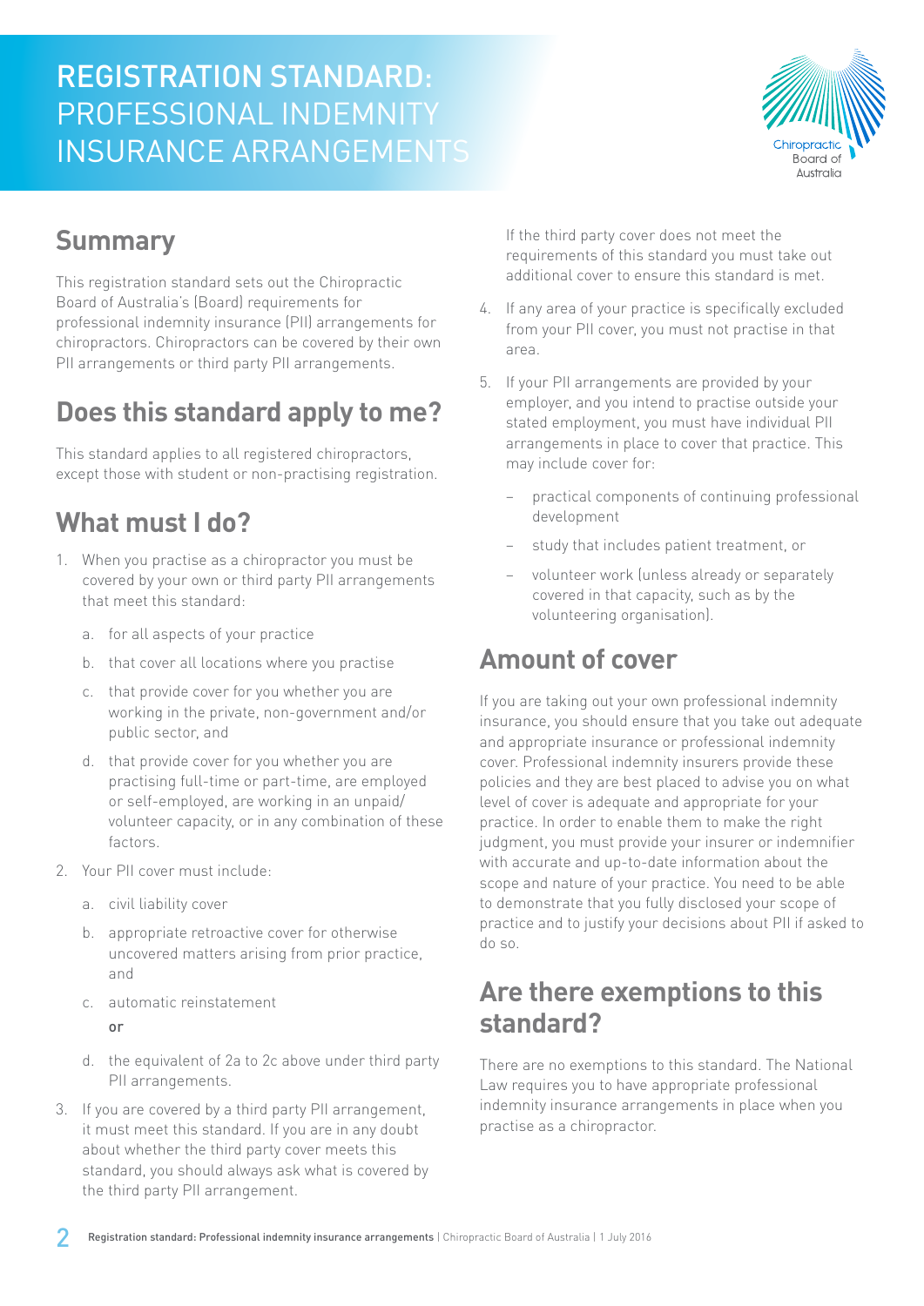# REGISTRATION STANDARD: PROFESSIONAL INDEMNITY INSURANCE ARRANGEMENTS

## Summary

This registration standard sets out the Chiropractic Board of Australia's (Board) requirements for professional indemnity insurance (PII) arrangements for chiropractors. Chiropractors can be covered by their own PII arrangements or third party PII arrangements.

## Does this standard apply to me?

This standard applies to all registered chiropractors, except those with student or non-practising registration.

## What must I do?

1. When you practise as a chiropractor you must be covered by your own or third party PII arrangements that meet this standard:
   a. for all aspects of your practice
   b. that cover all locations where you practise
   c. that provide cover for you whether you are working in the private, non-government and/or public sector, and
   d. that provide cover for you whether you are practising full-time or part-time, are employed or self-employed, are working in an unpaid/volunteer capacity, or in any combination of these factors.
2. Your PII cover must include:
   a. civil liability cover
   b. appropriate retroactive cover for otherwise uncovered matters arising from prior practice, and
   c. automatic reinstatement

   **or**

   d. the equivalent of 2a to 2c above under third party PII arrangements.
3. If you are covered by a third party PII arrangement, it must meet this standard. If you are in any doubt about whether the third party cover meets this standard, you should always ask what is covered by the third party PII arrangement.

   If the third party cover does not meet the requirements of this standard you must take out additional cover to ensure this standard is met.
4. If any area of your practice is specifically excluded from your PII cover, you must not practise in that area.
5. If your PII arrangements are provided by your employer, and you intend to practise outside your stated employment, you must have individual PII arrangements in place to cover that practice. This may include cover for:
   - practical components of continuing professional development
   - study that includes patient treatment, or
   - volunteer work (unless already or separately covered in that capacity, such as by the volunteering organisation).

## Amount of cover

If you are taking out your own professional indemnity insurance, you should ensure that you take out adequate and appropriate insurance or professional indemnity cover. Professional indemnity insurers provide these policies and they are best placed to advise you on what level of cover is adequate and appropriate for your practice. In order to enable them to make the right judgment, you must provide your insurer or indemnifier with accurate and up-to-date information about the scope and nature of your practice. You need to be able to demonstrate that you fully disclosed your scope of practice and to justify your decisions about PII if asked to do so.

## Are there exemptions to this standard?

There are no exemptions to this standard. The National Law requires you to have appropriate professional indemnity insurance arrangements in place when you practise as a chiropractor.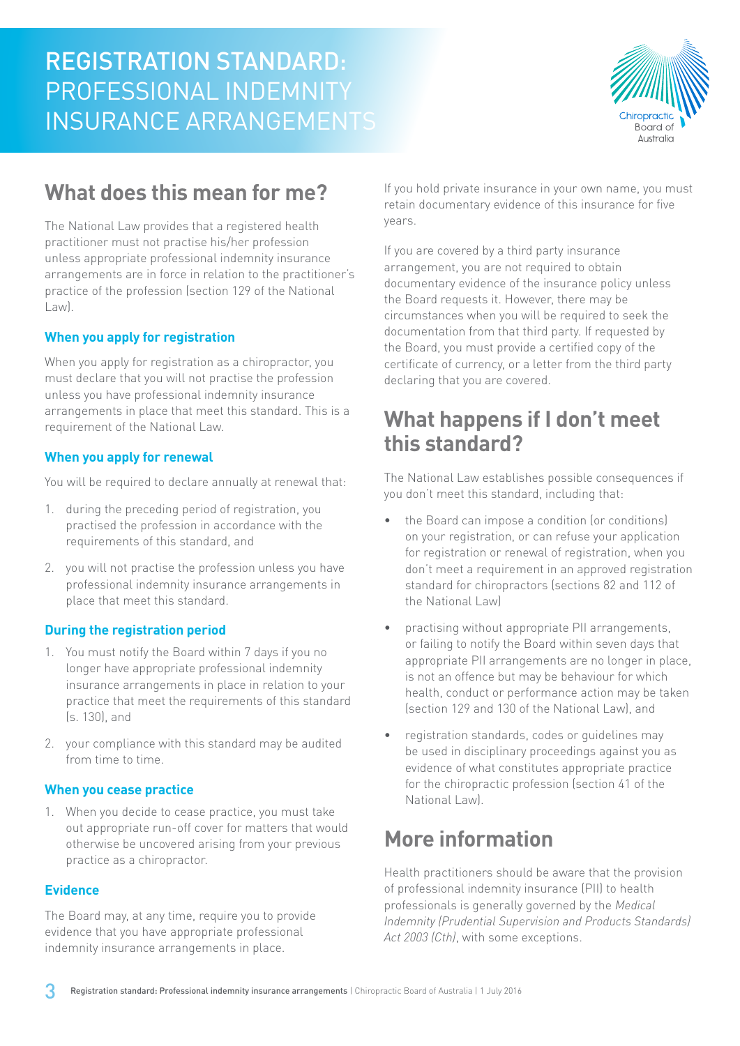# REGISTRATION STANDARD: PROFESSIONAL INDEMNITY INSURANCE ARRANGEMENTS

## What does this mean for me?

The National Law provides that a registered health practitioner must not practise his/her profession unless appropriate professional indemnity insurance arrangements are in force in relation to the practitioner's practice of the profession (section 129 of the National Law).

### When you apply for registration

When you apply for registration as a chiropractor, you must declare that you will not practise the profession unless you have professional indemnity insurance arrangements in place that meet this standard. This is a requirement of the National Law.

### When you apply for renewal

You will be required to declare annually at renewal that:

1. during the preceding period of registration, you practised the profession in accordance with the requirements of this standard, and
2. you will not practise the profession unless you have professional indemnity insurance arrangements in place that meet this standard.

### During the registration period

1. You must notify the Board within 7 days if you no longer have appropriate professional indemnity insurance arrangements in place in relation to your practice that meet the requirements of this standard (s. 130), and
2. your compliance with this standard may be audited from time to time.

### When you cease practice

1. When you decide to cease practice, you must take out appropriate run-off cover for matters that would otherwise be uncovered arising from your previous practice as a chiropractor.

### Evidence

The Board may, at any time, require you to provide evidence that you have appropriate professional indemnity insurance arrangements in place.

If you hold private insurance in your own name, you must retain documentary evidence of this insurance for five years.

If you are covered by a third party insurance arrangement, you are not required to obtain documentary evidence of the insurance policy unless the Board requests it. However, there may be circumstances when you will be required to seek the documentation from that third party. If requested by the Board, you must provide a certified copy of the certificate of currency, or a letter from the third party declaring that you are covered.

## What happens if I don't meet this standard?

The National Law establishes possible consequences if you don't meet this standard, including that:

- the Board can impose a condition (or conditions) on your registration, or can refuse your application for registration or renewal of registration, when you don't meet a requirement in an approved registration standard for chiropractors (sections 82 and 112 of the National Law)
- practising without appropriate PII arrangements, or failing to notify the Board within seven days that appropriate PII arrangements are no longer in place, is not an offence but may be behaviour for which health, conduct or performance action may be taken (section 129 and 130 of the National Law), and
- registration standards, codes or guidelines may be used in disciplinary proceedings against you as evidence of what constitutes appropriate practice for the chiropractic profession (section 41 of the National Law).

## More information

Health practitioners should be aware that the provision of professional indemnity insurance (PII) to health professionals is generally governed by the *Medical Indemnity (Prudential Supervision and Products Standards) Act 2003 (Cth)*, with some exceptions.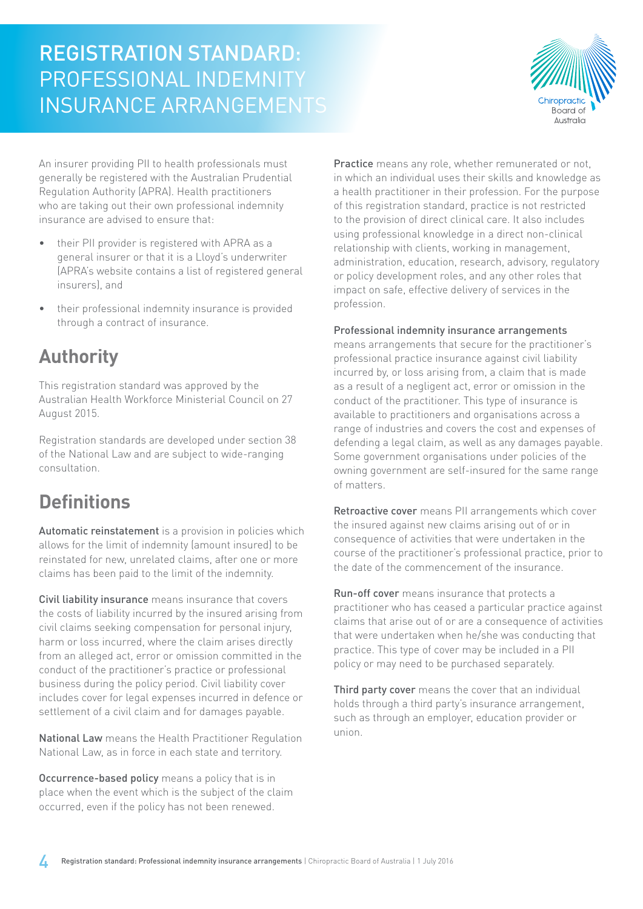# REGISTRATION STANDARD: PROFESSIONAL INDEMNITY INSURANCE ARRANGEMENTS

An insurer providing PII to health professionals must generally be registered with the Australian Prudential Regulation Authority (APRA). Health practitioners who are taking out their own professional indemnity insurance are advised to ensure that:

- their PII provider is registered with APRA as a general insurer or that it is a Lloyd's underwriter (APRA's website contains a list of registered general insurers), and
- their professional indemnity insurance is provided through a contract of insurance.

## Authority

This registration standard was approved by the Australian Health Workforce Ministerial Council on 27 August 2015.

Registration standards are developed under section 38 of the National Law and are subject to wide-ranging consultation.

## Definitions

**Automatic reinstatement** is a provision in policies which allows for the limit of indemnity (amount insured) to be reinstated for new, unrelated claims, after one or more claims has been paid to the limit of the indemnity.

**Civil liability insurance** means insurance that covers the costs of liability incurred by the insured arising from civil claims seeking compensation for personal injury, harm or loss incurred, where the claim arises directly from an alleged act, error or omission committed in the conduct of the practitioner's practice or professional business during the policy period. Civil liability cover includes cover for legal expenses incurred in defence or settlement of a civil claim and for damages payable.

**National Law** means the Health Practitioner Regulation National Law, as in force in each state and territory.

**Occurrence-based policy** means a policy that is in place when the event which is the subject of the claim occurred, even if the policy has not been renewed.

**Practice** means any role, whether remunerated or not, in which an individual uses their skills and knowledge as a health practitioner in their profession. For the purpose of this registration standard, practice is not restricted to the provision of direct clinical care. It also includes using professional knowledge in a direct non-clinical relationship with clients, working in management, administration, education, research, advisory, regulatory or policy development roles, and any other roles that impact on safe, effective delivery of services in the profession.

**Professional indemnity insurance arrangements** means arrangements that secure for the practitioner's professional practice insurance against civil liability incurred by, or loss arising from, a claim that is made as a result of a negligent act, error or omission in the conduct of the practitioner. This type of insurance is available to practitioners and organisations across a range of industries and covers the cost and expenses of defending a legal claim, as well as any damages payable. Some government organisations under policies of the owning government are self-insured for the same range of matters.

**Retroactive cover** means PII arrangements which cover the insured against new claims arising out of or in consequence of activities that were undertaken in the course of the practitioner's professional practice, prior to the date of the commencement of the insurance.

**Run-off cover** means insurance that protects a practitioner who has ceased a particular practice against claims that arise out of or are a consequence of activities that were undertaken when he/she was conducting that practice. This type of cover may be included in a PII policy or may need to be purchased separately.

**Third party cover** means the cover that an individual holds through a third party's insurance arrangement, such as through an employer, education provider or union.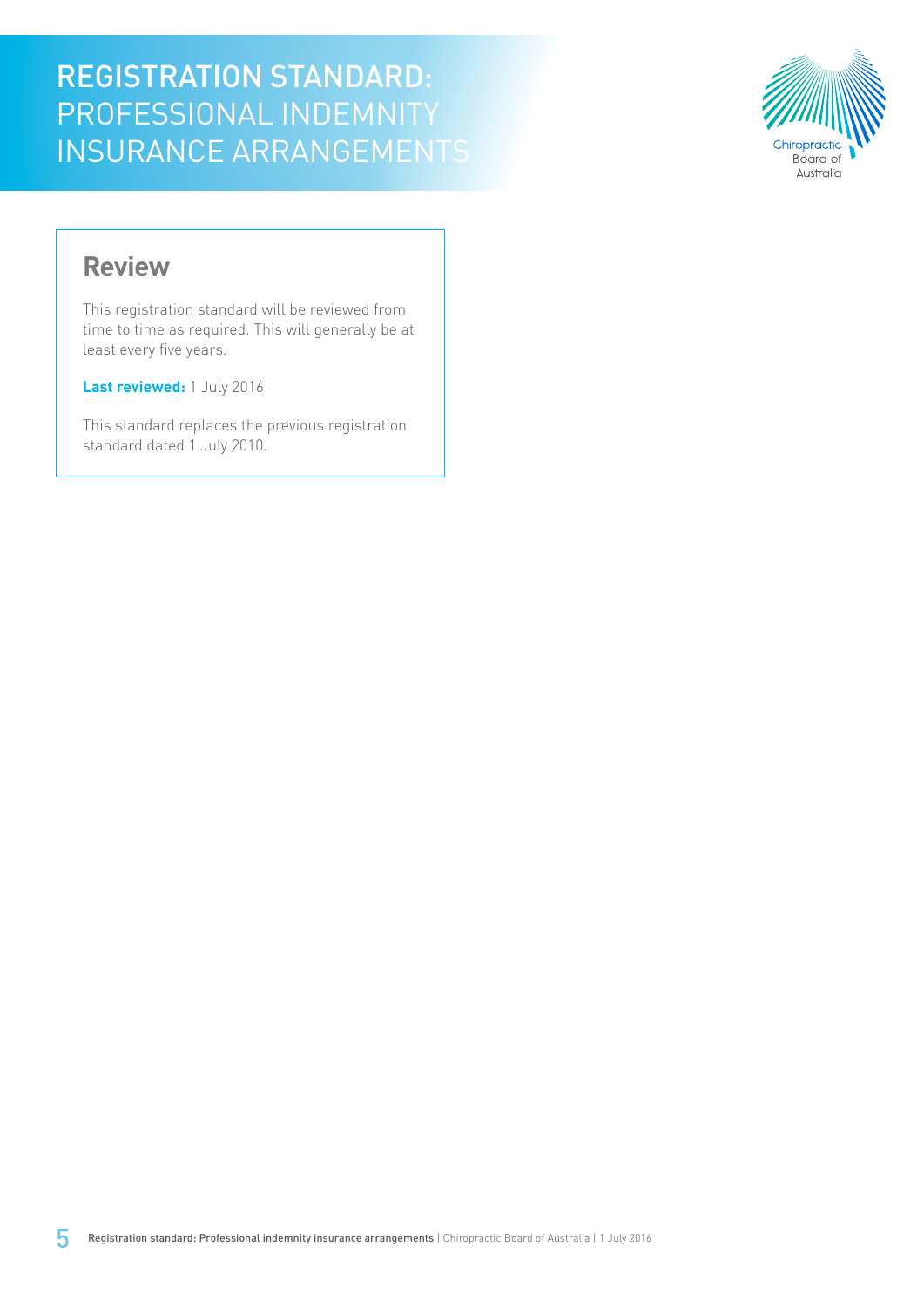# REGISTRATION STANDARD: PROFESSIONAL INDEMNITY INSURANCE ARRANGEMENTS

## Review

This registration standard will be reviewed from time to time as required. This will generally be at least every five years.

**Last reviewed:** 1 July 2016

This standard replaces the previous registration standard dated 1 July 2010.